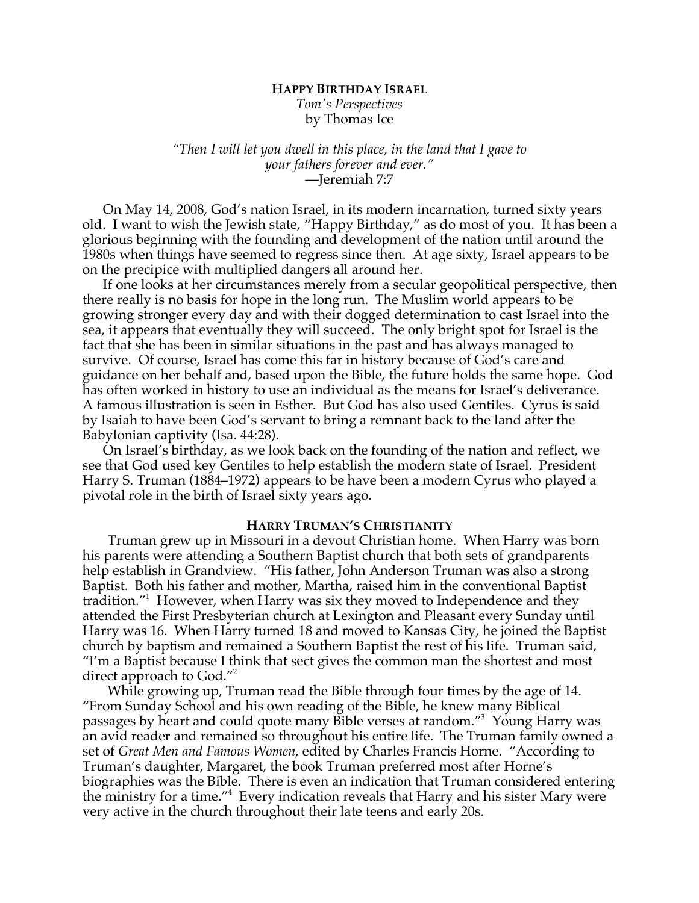# HAPPY BIRTHDAY ISRAEL

*Tom's Perspectives*
by Thomas Ice

*"Then I will let you dwell in this place, in the land that I gave to your fathers forever and ever."*
—Jeremiah 7:7

On May 14, 2008, God's nation Israel, in its modern incarnation, turned sixty years old. I want to wish the Jewish state, "Happy Birthday," as do most of you. It has been a glorious beginning with the founding and development of the nation until around the 1980s when things have seemed to regress since then. At age sixty, Israel appears to be on the precipice with multiplied dangers all around her.

If one looks at her circumstances merely from a secular geopolitical perspective, then there really is no basis for hope in the long run. The Muslim world appears to be growing stronger every day and with their dogged determination to cast Israel into the sea, it appears that eventually they will succeed. The only bright spot for Israel is the fact that she has been in similar situations in the past and has always managed to survive. Of course, Israel has come this far in history because of God's care and guidance on her behalf and, based upon the Bible, the future holds the same hope. God has often worked in history to use an individual as the means for Israel's deliverance. A famous illustration is seen in Esther. But God has also used Gentiles. Cyrus is said by Isaiah to have been God's servant to bring a remnant back to the land after the Babylonian captivity (Isa. 44:28).

On Israel's birthday, as we look back on the founding of the nation and reflect, we see that God used key Gentiles to help establish the modern state of Israel. President Harry S. Truman (1884–1972) appears to be have been a modern Cyrus who played a pivotal role in the birth of Israel sixty years ago.

## HARRY TRUMAN'S CHRISTIANITY

Truman grew up in Missouri in a devout Christian home. When Harry was born his parents were attending a Southern Baptist church that both sets of grandparents help establish in Grandview. "His father, John Anderson Truman was also a strong Baptist. Both his father and mother, Martha, raised him in the conventional Baptist tradition."[1] However, when Harry was six they moved to Independence and they attended the First Presbyterian church at Lexington and Pleasant every Sunday until Harry was 16. When Harry turned 18 and moved to Kansas City, he joined the Baptist church by baptism and remained a Southern Baptist the rest of his life. Truman said, "I'm a Baptist because I think that sect gives the common man the shortest and most direct approach to God."[2]

While growing up, Truman read the Bible through four times by the age of 14. "From Sunday School and his own reading of the Bible, he knew many Biblical passages by heart and could quote many Bible verses at random."[3] Young Harry was an avid reader and remained so throughout his entire life. The Truman family owned a set of *Great Men and Famous Women*, edited by Charles Francis Horne. "According to Truman's daughter, Margaret, the book Truman preferred most after Horne's biographies was the Bible. There is even an indication that Truman considered entering the ministry for a time."[4] Every indication reveals that Harry and his sister Mary were very active in the church throughout their late teens and early 20s.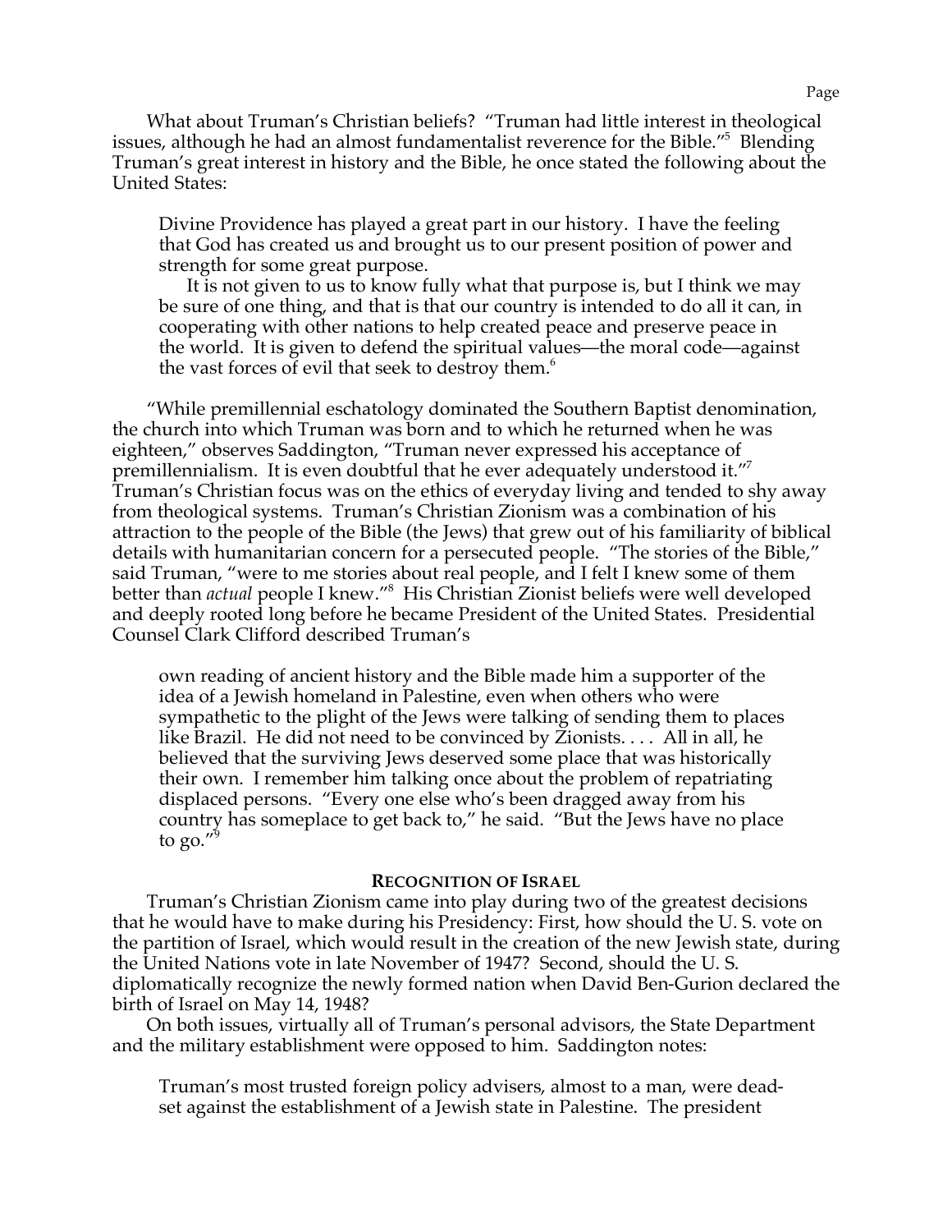What about Truman's Christian beliefs? "Truman had little interest in theological issues, although he had an almost fundamentalist reverence for the Bible."[5] Blending Truman's great interest in history and the Bible, he once stated the following about the United States:

> Divine Providence has played a great part in our history. I have the feeling that God has created us and brought us to our present position of power and strength for some great purpose.
>
> It is not given to us to know fully what that purpose is, but I think we may be sure of one thing, and that is that our country is intended to do all it can, in cooperating with other nations to help created peace and preserve peace in the world. It is given to defend the spiritual values—the moral code—against the vast forces of evil that seek to destroy them.[6]

"While premillennial eschatology dominated the Southern Baptist denomination, the church into which Truman was born and to which he returned when he was eighteen," observes Saddington, "Truman never expressed his acceptance of premillennialism. It is even doubtful that he ever adequately understood it."[7] Truman's Christian focus was on the ethics of everyday living and tended to shy away from theological systems. Truman's Christian Zionism was a combination of his attraction to the people of the Bible (the Jews) that grew out of his familiarity of biblical details with humanitarian concern for a persecuted people. "The stories of the Bible," said Truman, "were to me stories about real people, and I felt I knew some of them better than *actual* people I knew."[8] His Christian Zionist beliefs were well developed and deeply rooted long before he became President of the United States. Presidential Counsel Clark Clifford described Truman's

> own reading of ancient history and the Bible made him a supporter of the idea of a Jewish homeland in Palestine, even when others who were sympathetic to the plight of the Jews were talking of sending them to places like Brazil. He did not need to be convinced by Zionists. . . . All in all, he believed that the surviving Jews deserved some place that was historically their own. I remember him talking once about the problem of repatriating displaced persons. "Every one else who's been dragged away from his country has someplace to get back to," he said. "But the Jews have no place to go."[9]

### RECOGNITION OF ISRAEL

Truman's Christian Zionism came into play during two of the greatest decisions that he would have to make during his Presidency: First, how should the U. S. vote on the partition of Israel, which would result in the creation of the new Jewish state, during the United Nations vote in late November of 1947? Second, should the U. S. diplomatically recognize the newly formed nation when David Ben-Gurion declared the birth of Israel on May 14, 1948?

On both issues, virtually all of Truman's personal advisors, the State Department and the military establishment were opposed to him. Saddington notes:

> Truman's most trusted foreign policy advisers, almost to a man, were dead-set against the establishment of a Jewish state in Palestine. The president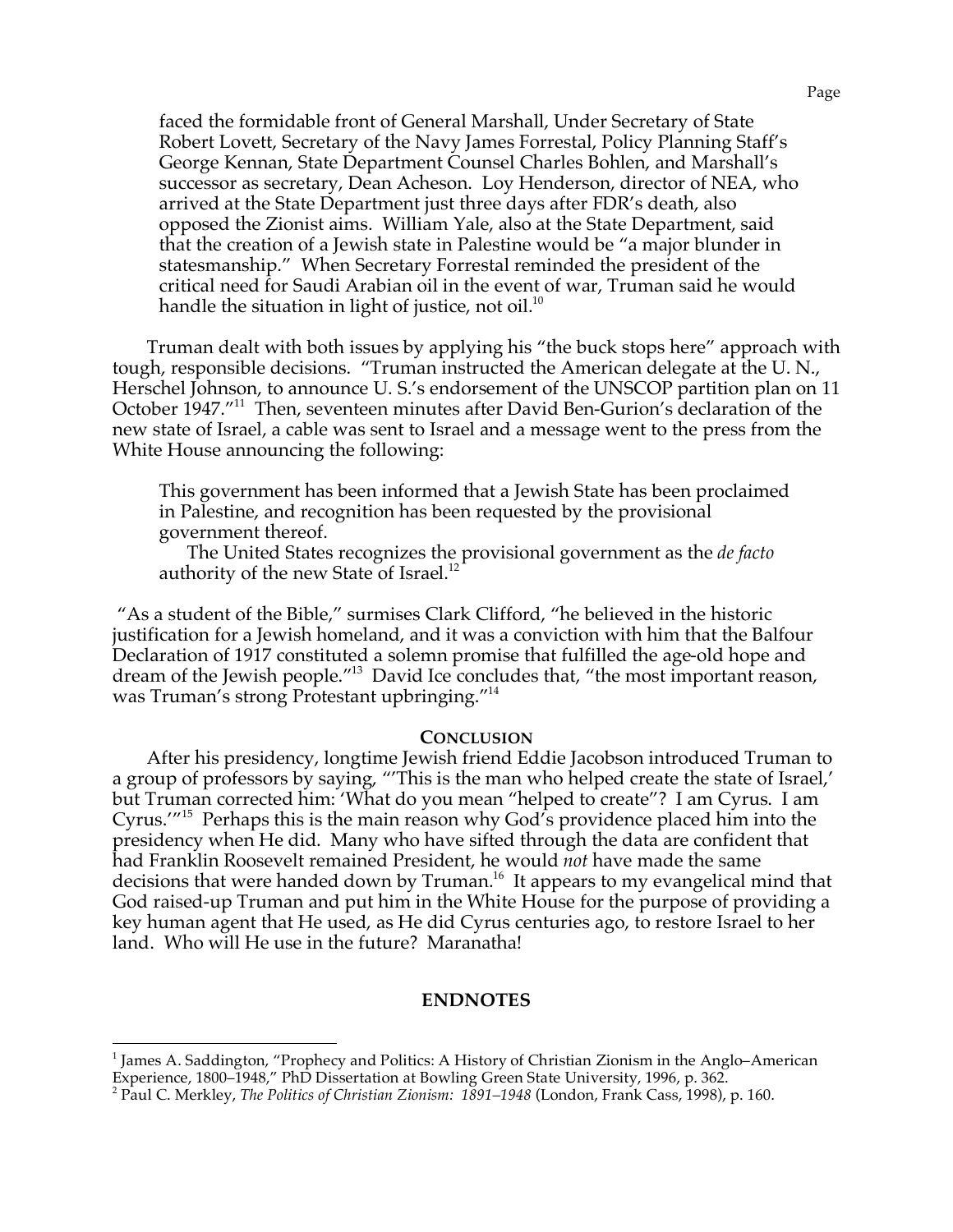faced the formidable front of General Marshall, Under Secretary of State Robert Lovett, Secretary of the Navy James Forrestal, Policy Planning Staff's George Kennan, State Department Counsel Charles Bohlen, and Marshall's successor as secretary, Dean Acheson. Loy Henderson, director of NEA, who arrived at the State Department just three days after FDR's death, also opposed the Zionist aims. William Yale, also at the State Department, said that the creation of a Jewish state in Palestine would be "a major blunder in statesmanship." When Secretary Forrestal reminded the president of the critical need for Saudi Arabian oil in the event of war, Truman said he would handle the situation in light of justice, not oil.[10]

Truman dealt with both issues by applying his "the buck stops here" approach with tough, responsible decisions. "Truman instructed the American delegate at the U. N., Herschel Johnson, to announce U. S.'s endorsement of the UNSCOP partition plan on 11 October 1947."[11] Then, seventeen minutes after David Ben-Gurion's declaration of the new state of Israel, a cable was sent to Israel and a message went to the press from the White House announcing the following:

> This government has been informed that a Jewish State has been proclaimed in Palestine, and recognition has been requested by the provisional government thereof.
>
> The United States recognizes the provisional government as the *de facto* authority of the new State of Israel.[12]

"As a student of the Bible," surmises Clark Clifford, "he believed in the historic justification for a Jewish homeland, and it was a conviction with him that the Balfour Declaration of 1917 constituted a solemn promise that fulfilled the age-old hope and dream of the Jewish people."[13] David Ice concludes that, "the most important reason, was Truman's strong Protestant upbringing."[14]

## CONCLUSION

After his presidency, longtime Jewish friend Eddie Jacobson introduced Truman to a group of professors by saying, "'This is the man who helped create the state of Israel,' but Truman corrected him: 'What do you mean "helped to create"? I am Cyrus. I am Cyrus.'"[15] Perhaps this is the main reason why God's providence placed him into the presidency when He did. Many who have sifted through the data are confident that had Franklin Roosevelt remained President, he would *not* have made the same decisions that were handed down by Truman.[16] It appears to my evangelical mind that God raised-up Truman and put him in the White House for the purpose of providing a key human agent that He used, as He did Cyrus centuries ago, to restore Israel to her land. Who will He use in the future? Maranatha!

## ENDNOTES

[1] James A. Saddington, "Prophecy and Politics: A History of Christian Zionism in the Anglo–American Experience, 1800–1948," PhD Dissertation at Bowling Green State University, 1996, p. 362.

[2] Paul C. Merkley, *The Politics of Christian Zionism: 1891–1948* (London, Frank Cass, 1998), p. 160.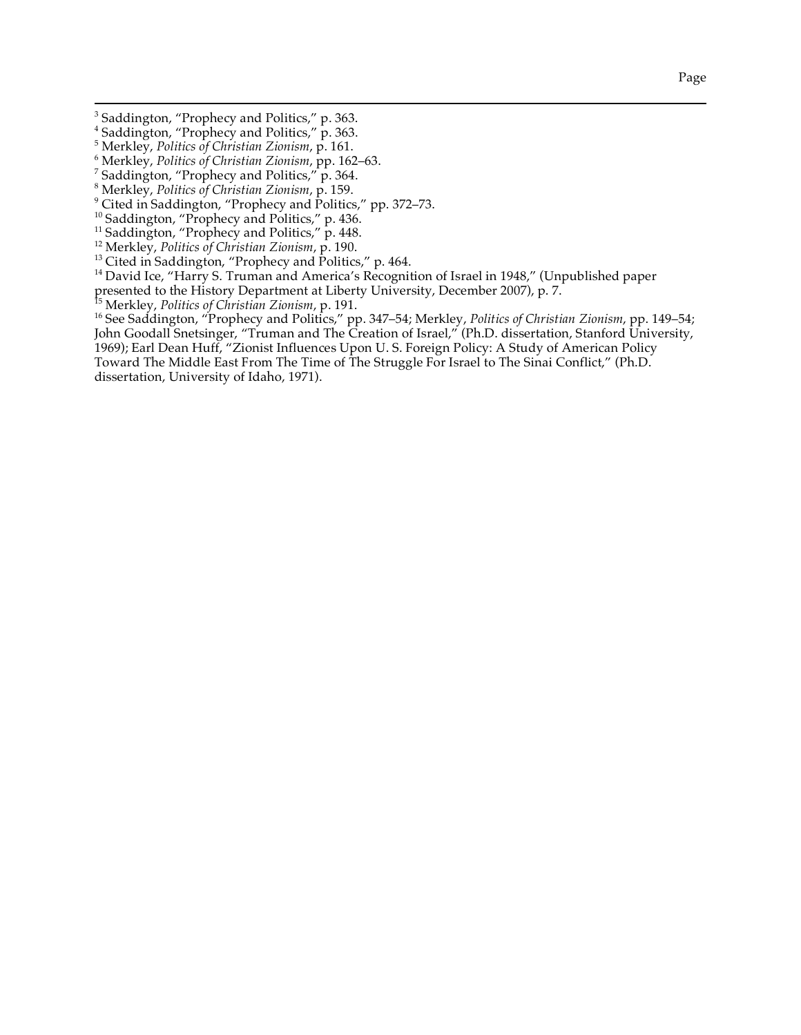[3] Saddington, "Prophecy and Politics," p. 363.
[4] Saddington, "Prophecy and Politics," p. 363.
[5] Merkley, *Politics of Christian Zionism*, p. 161.
[6] Merkley, *Politics of Christian Zionism*, pp. 162–63.
[7] Saddington, "Prophecy and Politics," p. 364.
[8] Merkley, *Politics of Christian Zionism*, p. 159.
[9] Cited in Saddington, "Prophecy and Politics," pp. 372–73.
[10] Saddington, "Prophecy and Politics," p. 436.
[11] Saddington, "Prophecy and Politics," p. 448.
[12] Merkley, *Politics of Christian Zionism*, p. 190.
[13] Cited in Saddington, "Prophecy and Politics," p. 464.
[14] David Ice, "Harry S. Truman and America's Recognition of Israel in 1948," (Unpublished paper presented to the History Department at Liberty University, December 2007), p. 7.
[15] Merkley, *Politics of Christian Zionism*, p. 191.
[16] See Saddington, "Prophecy and Politics," pp. 347–54; Merkley, *Politics of Christian Zionism*, pp. 149–54; John Goodall Snetsinger, "Truman and The Creation of Israel," (Ph.D. dissertation, Stanford University, 1969); Earl Dean Huff, "Zionist Influences Upon U. S. Foreign Policy: A Study of American Policy Toward The Middle East From The Time of The Struggle For Israel to The Sinai Conflict," (Ph.D. dissertation, University of Idaho, 1971).